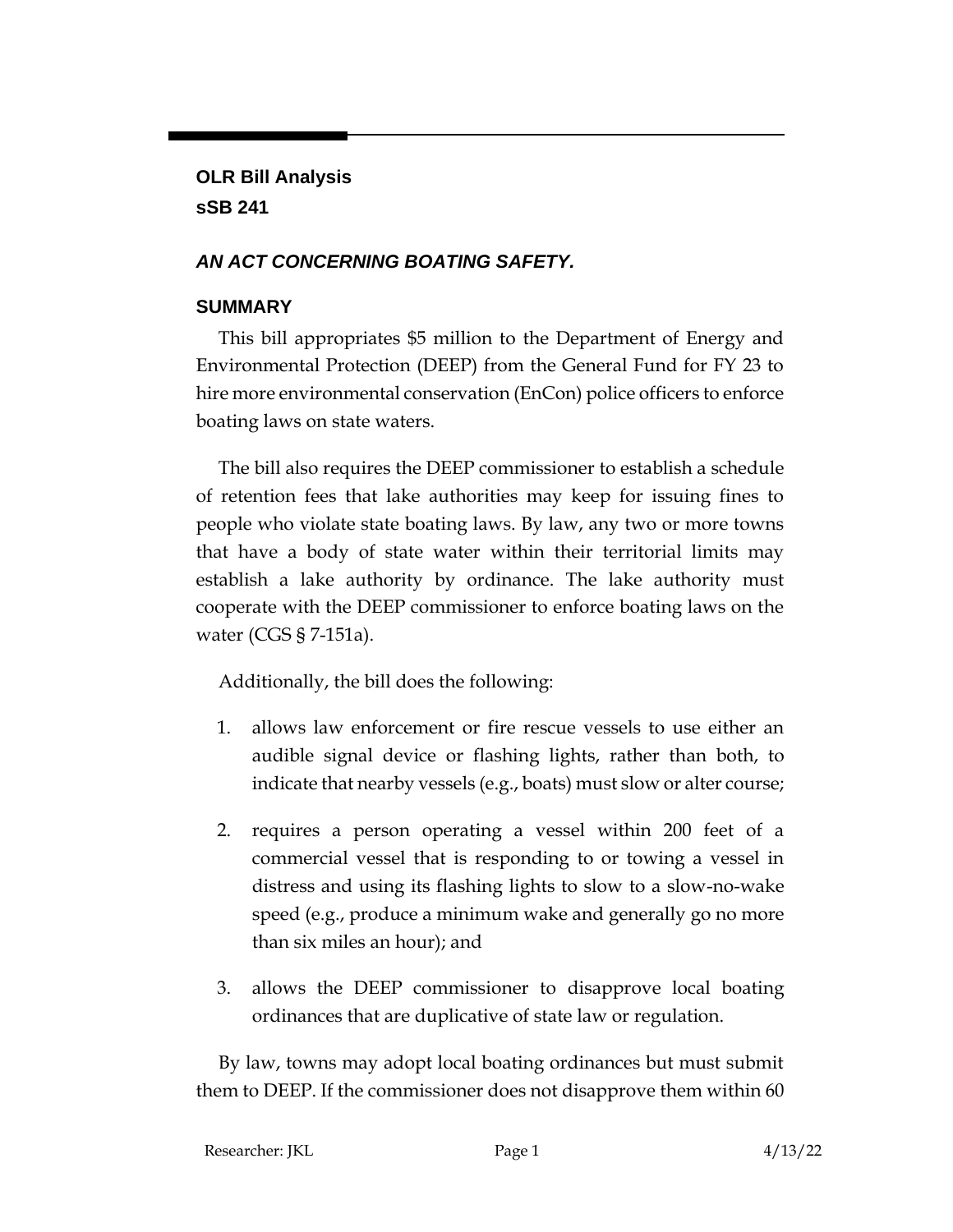**OLR Bill Analysis**

**sSB 241**

***AN ACT CONCERNING BOATING SAFETY.***

## SUMMARY

This bill appropriates $5 million to the Department of Energy and Environmental Protection (DEEP) from the General Fund for FY 23 to hire more environmental conservation (EnCon) police officers to enforce boating laws on state waters.

The bill also requires the DEEP commissioner to establish a schedule of retention fees that lake authorities may keep for issuing fines to people who violate state boating laws. By law, any two or more towns that have a body of state water within their territorial limits may establish a lake authority by ordinance. The lake authority must cooperate with the DEEP commissioner to enforce boating laws on the water (CGS § 7-151a).

Additionally, the bill does the following:

1. allows law enforcement or fire rescue vessels to use either an audible signal device or flashing lights, rather than both, to indicate that nearby vessels (e.g., boats) must slow or alter course;
2. requires a person operating a vessel within 200 feet of a commercial vessel that is responding to or towing a vessel in distress and using its flashing lights to slow to a slow-no-wake speed (e.g., produce a minimum wake and generally go no more than six miles an hour); and
3. allows the DEEP commissioner to disapprove local boating ordinances that are duplicative of state law or regulation.

By law, towns may adopt local boating ordinances but must submit them to DEEP. If the commissioner does not disapprove them within 60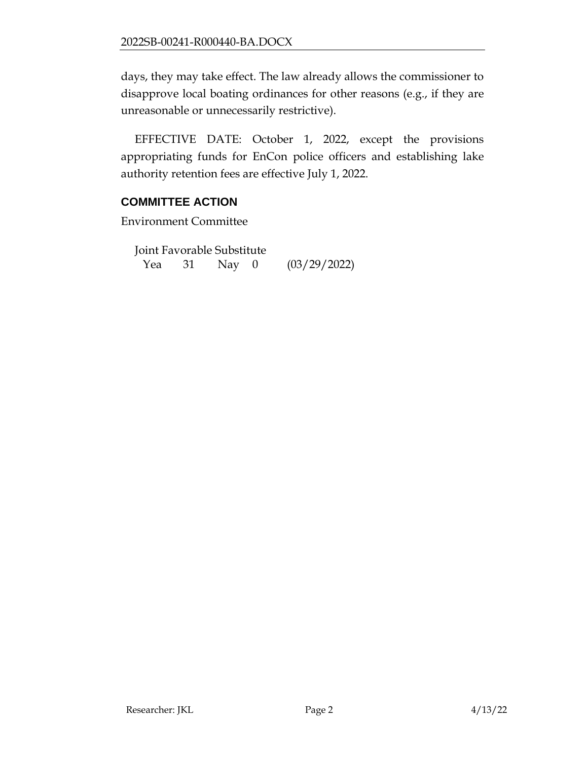days, they may take effect. The law already allows the commissioner to disapprove local boating ordinances for other reasons (e.g., if they are unreasonable or unnecessarily restrictive).

EFFECTIVE DATE: October 1, 2022, except the provisions appropriating funds for EnCon police officers and establishing lake authority retention fees are effective July 1, 2022.

## COMMITTEE ACTION

Environment Committee

Joint Favorable Substitute

| | | | | |
|---|---|---|---|---|
| Yea | 31 | Nay | 0 | (03/29/2022) |